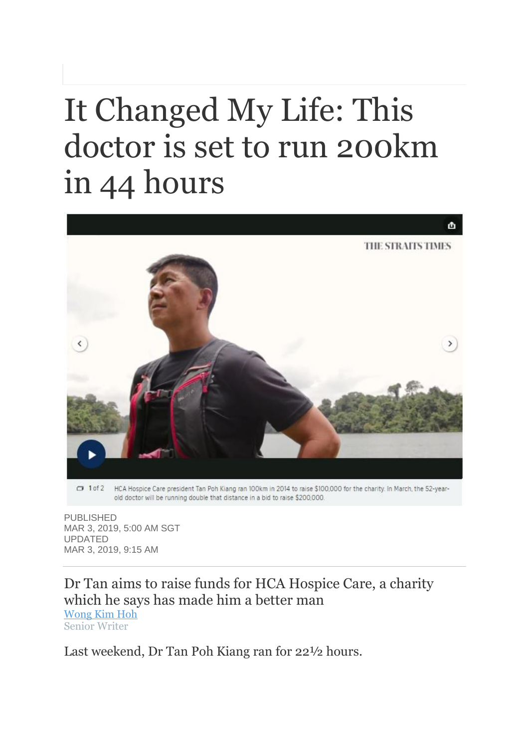# It Changed My Life: This doctor is set to run 200km in 44 hours

1 of 2 HCA Hospice Care president Tan Poh Kiang ran 100km in 2014 to raise $100,000 for the charity. In March, the 52-year-old doctor will be running double that distance in a bid to raise $200,000.

PUBLISHED
MAR 3, 2019, 5:00 AM SGT
UPDATED
MAR 3, 2019, 9:15 AM

Dr Tan aims to raise funds for HCA Hospice Care, a charity which he says has made him a better man

[Wong Kim Hoh](#)
Senior Writer

Last weekend, Dr Tan Poh Kiang ran for 22½ hours.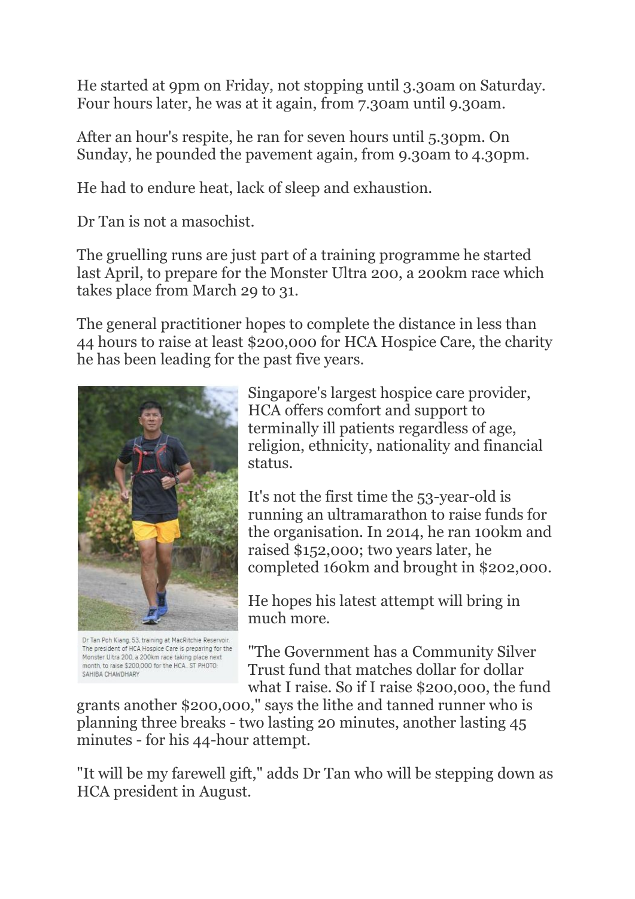He started at 9pm on Friday, not stopping until 3.30am on Saturday. Four hours later, he was at it again, from 7.30am until 9.30am.

After an hour's respite, he ran for seven hours until 5.30pm. On Sunday, he pounded the pavement again, from 9.30am to 4.30pm.

He had to endure heat, lack of sleep and exhaustion.

Dr Tan is not a masochist.

The gruelling runs are just part of a training programme he started last April, to prepare for the Monster Ultra 200, a 200km race which takes place from March 29 to 31.

The general practitioner hopes to complete the distance in less than 44 hours to raise at least $200,000 for HCA Hospice Care, the charity he has been leading for the past five years.

Dr Tan Poh Kiang, 53, training at MacRitchie Reservoir. The president of HCA Hospice Care is preparing for the Monster Ultra 200, a 200km race taking place next month, to raise $200,000 for the HCA.. ST PHOTO: SAHIBA CHAWDHARY

Singapore's largest hospice care provider, HCA offers comfort and support to terminally ill patients regardless of age, religion, ethnicity, nationality and financial status.

It's not the first time the 53-year-old is running an ultramarathon to raise funds for the organisation. In 2014, he ran 100km and raised $152,000; two years later, he completed 160km and brought in $202,000.

He hopes his latest attempt will bring in much more.

"The Government has a Community Silver Trust fund that matches dollar for dollar what I raise. So if I raise $200,000, the fund grants another $200,000," says the lithe and tanned runner who is planning three breaks - two lasting 20 minutes, another lasting 45 minutes - for his 44-hour attempt.

"It will be my farewell gift," adds Dr Tan who will be stepping down as HCA president in August.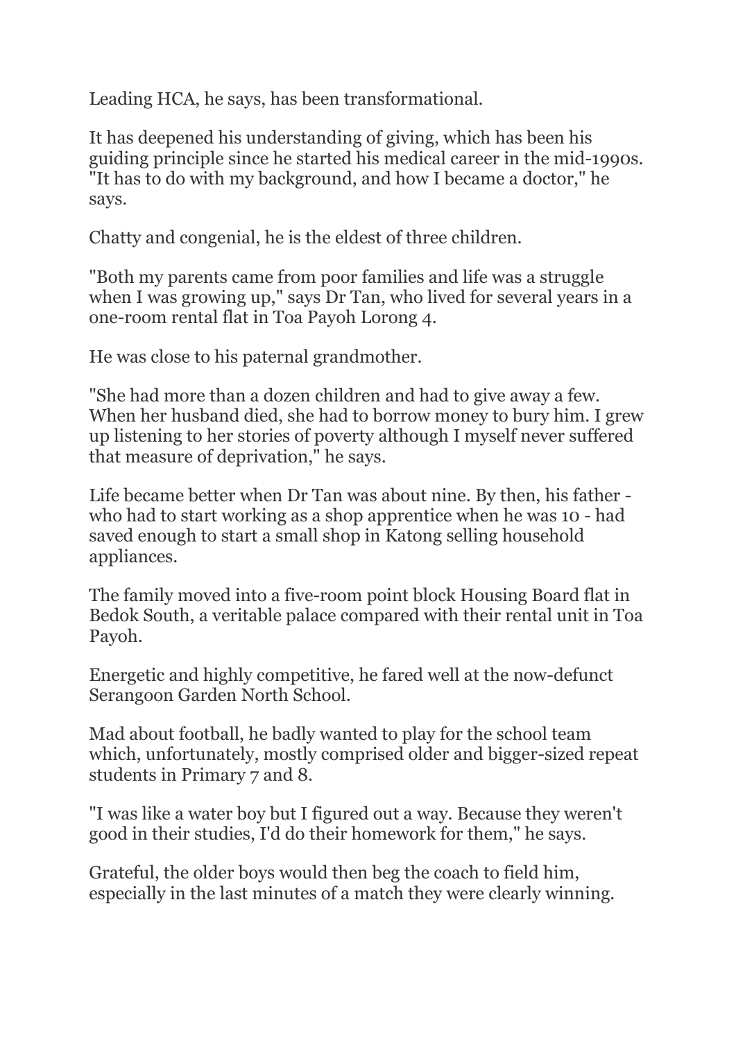Leading HCA, he says, has been transformational.

It has deepened his understanding of giving, which has been his guiding principle since he started his medical career in the mid-1990s. "It has to do with my background, and how I became a doctor," he says.

Chatty and congenial, he is the eldest of three children.

"Both my parents came from poor families and life was a struggle when I was growing up," says Dr Tan, who lived for several years in a one-room rental flat in Toa Payoh Lorong 4.

He was close to his paternal grandmother.

"She had more than a dozen children and had to give away a few. When her husband died, she had to borrow money to bury him. I grew up listening to her stories of poverty although I myself never suffered that measure of deprivation," he says.

Life became better when Dr Tan was about nine. By then, his father - who had to start working as a shop apprentice when he was 10 - had saved enough to start a small shop in Katong selling household appliances.

The family moved into a five-room point block Housing Board flat in Bedok South, a veritable palace compared with their rental unit in Toa Payoh.

Energetic and highly competitive, he fared well at the now-defunct Serangoon Garden North School.

Mad about football, he badly wanted to play for the school team which, unfortunately, mostly comprised older and bigger-sized repeat students in Primary 7 and 8.

"I was like a water boy but I figured out a way. Because they weren't good in their studies, I'd do their homework for them," he says.

Grateful, the older boys would then beg the coach to field him, especially in the last minutes of a match they were clearly winning.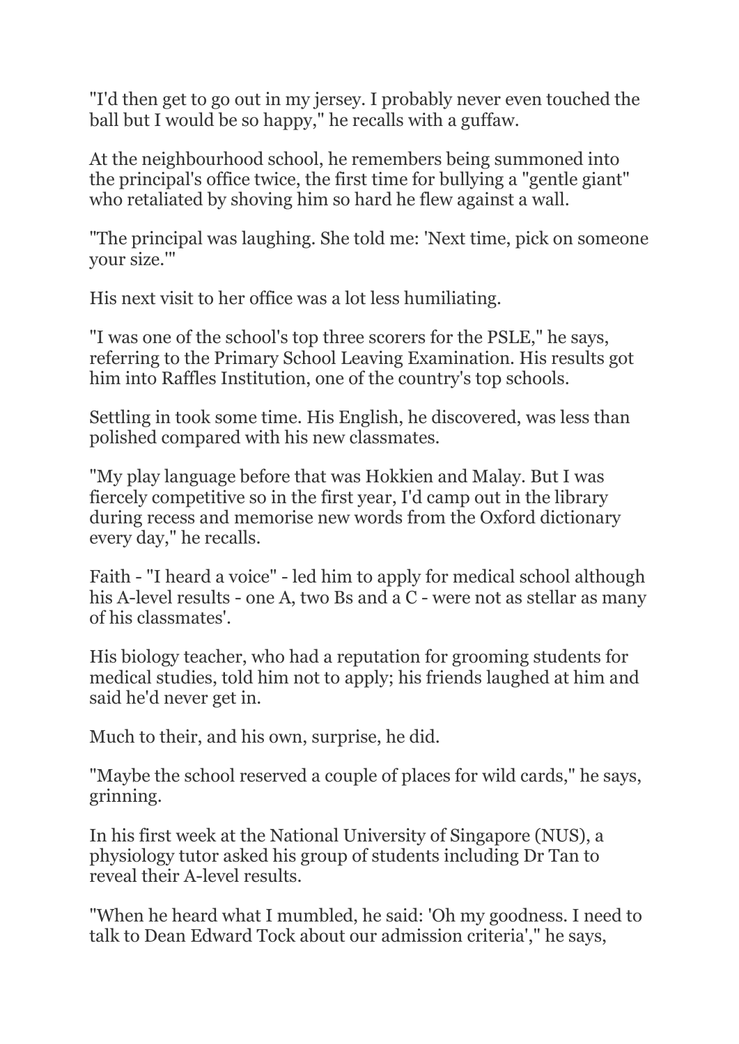"I'd then get to go out in my jersey. I probably never even touched the ball but I would be so happy," he recalls with a guffaw.

At the neighbourhood school, he remembers being summoned into the principal's office twice, the first time for bullying a "gentle giant" who retaliated by shoving him so hard he flew against a wall.

"The principal was laughing. She told me: 'Next time, pick on someone your size.'"

His next visit to her office was a lot less humiliating.

"I was one of the school's top three scorers for the PSLE," he says, referring to the Primary School Leaving Examination. His results got him into Raffles Institution, one of the country's top schools.

Settling in took some time. His English, he discovered, was less than polished compared with his new classmates.

"My play language before that was Hokkien and Malay. But I was fiercely competitive so in the first year, I'd camp out in the library during recess and memorise new words from the Oxford dictionary every day," he recalls.

Faith - "I heard a voice" - led him to apply for medical school although his A-level results - one A, two Bs and a C - were not as stellar as many of his classmates'.

His biology teacher, who had a reputation for grooming students for medical studies, told him not to apply; his friends laughed at him and said he'd never get in.

Much to their, and his own, surprise, he did.

"Maybe the school reserved a couple of places for wild cards," he says, grinning.

In his first week at the National University of Singapore (NUS), a physiology tutor asked his group of students including Dr Tan to reveal their A-level results.

"When he heard what I mumbled, he said: 'Oh my goodness. I need to talk to Dean Edward Tock about our admission criteria'," he says,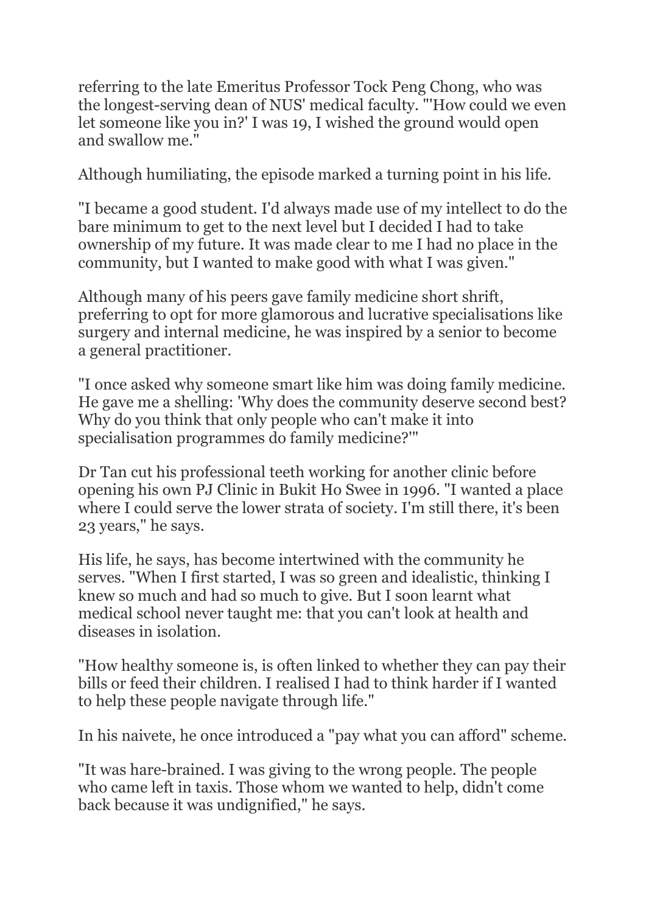referring to the late Emeritus Professor Tock Peng Chong, who was the longest-serving dean of NUS' medical faculty. "'How could we even let someone like you in?' I was 19, I wished the ground would open and swallow me."

Although humiliating, the episode marked a turning point in his life.

"I became a good student. I'd always made use of my intellect to do the bare minimum to get to the next level but I decided I had to take ownership of my future. It was made clear to me I had no place in the community, but I wanted to make good with what I was given."

Although many of his peers gave family medicine short shrift, preferring to opt for more glamorous and lucrative specialisations like surgery and internal medicine, he was inspired by a senior to become a general practitioner.

"I once asked why someone smart like him was doing family medicine. He gave me a shelling: 'Why does the community deserve second best? Why do you think that only people who can't make it into specialisation programmes do family medicine?'"

Dr Tan cut his professional teeth working for another clinic before opening his own PJ Clinic in Bukit Ho Swee in 1996. "I wanted a place where I could serve the lower strata of society. I'm still there, it's been 23 years," he says.

His life, he says, has become intertwined with the community he serves. "When I first started, I was so green and idealistic, thinking I knew so much and had so much to give. But I soon learnt what medical school never taught me: that you can't look at health and diseases in isolation.

"How healthy someone is, is often linked to whether they can pay their bills or feed their children. I realised I had to think harder if I wanted to help these people navigate through life."

In his naivete, he once introduced a "pay what you can afford" scheme.

"It was hare-brained. I was giving to the wrong people. The people who came left in taxis. Those whom we wanted to help, didn't come back because it was undignified," he says.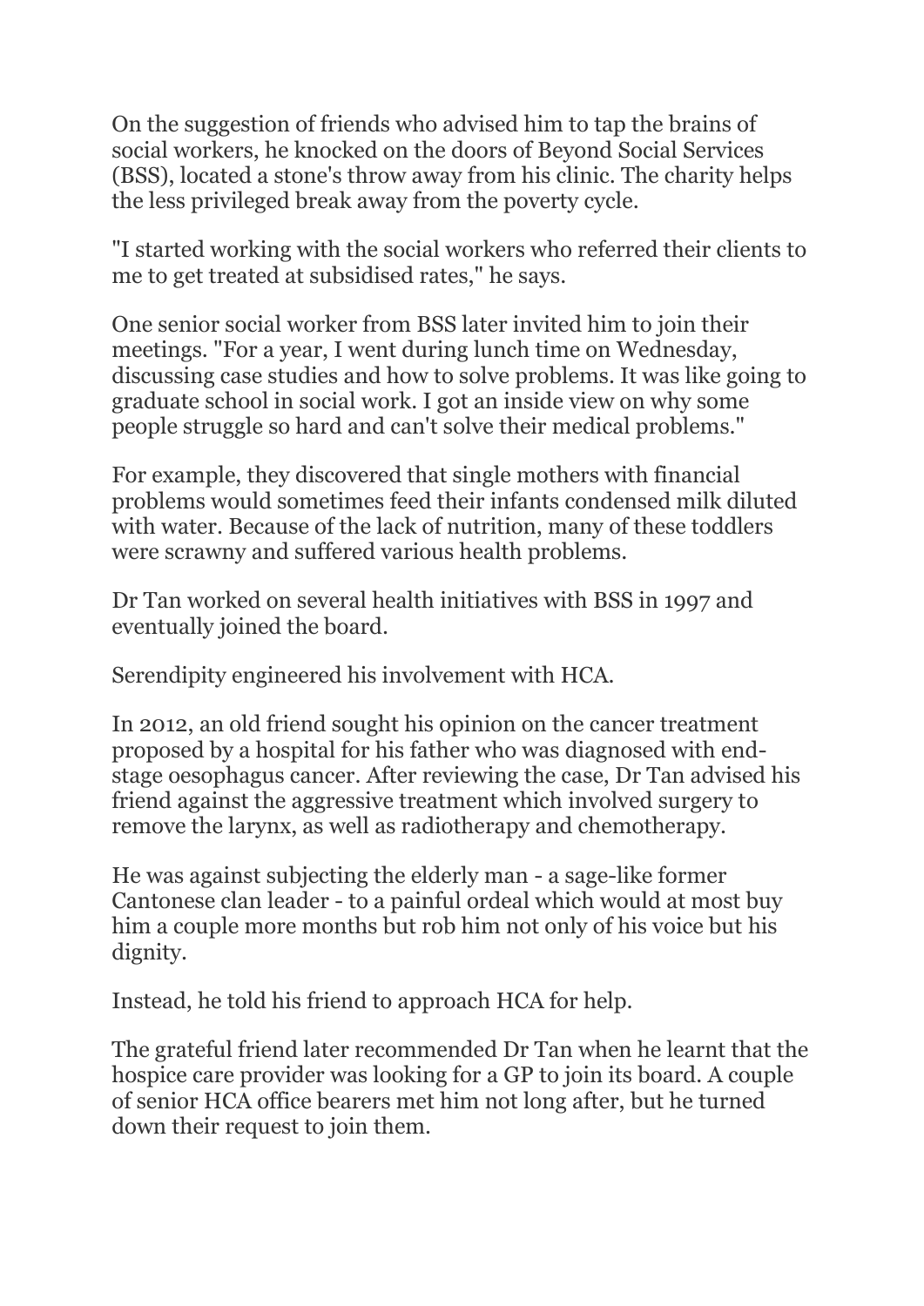On the suggestion of friends who advised him to tap the brains of social workers, he knocked on the doors of Beyond Social Services (BSS), located a stone's throw away from his clinic. The charity helps the less privileged break away from the poverty cycle.

"I started working with the social workers who referred their clients to me to get treated at subsidised rates," he says.

One senior social worker from BSS later invited him to join their meetings. "For a year, I went during lunch time on Wednesday, discussing case studies and how to solve problems. It was like going to graduate school in social work. I got an inside view on why some people struggle so hard and can't solve their medical problems."

For example, they discovered that single mothers with financial problems would sometimes feed their infants condensed milk diluted with water. Because of the lack of nutrition, many of these toddlers were scrawny and suffered various health problems.

Dr Tan worked on several health initiatives with BSS in 1997 and eventually joined the board.

Serendipity engineered his involvement with HCA.

In 2012, an old friend sought his opinion on the cancer treatment proposed by a hospital for his father who was diagnosed with end-stage oesophagus cancer. After reviewing the case, Dr Tan advised his friend against the aggressive treatment which involved surgery to remove the larynx, as well as radiotherapy and chemotherapy.

He was against subjecting the elderly man - a sage-like former Cantonese clan leader - to a painful ordeal which would at most buy him a couple more months but rob him not only of his voice but his dignity.

Instead, he told his friend to approach HCA for help.

The grateful friend later recommended Dr Tan when he learnt that the hospice care provider was looking for a GP to join its board. A couple of senior HCA office bearers met him not long after, but he turned down their request to join them.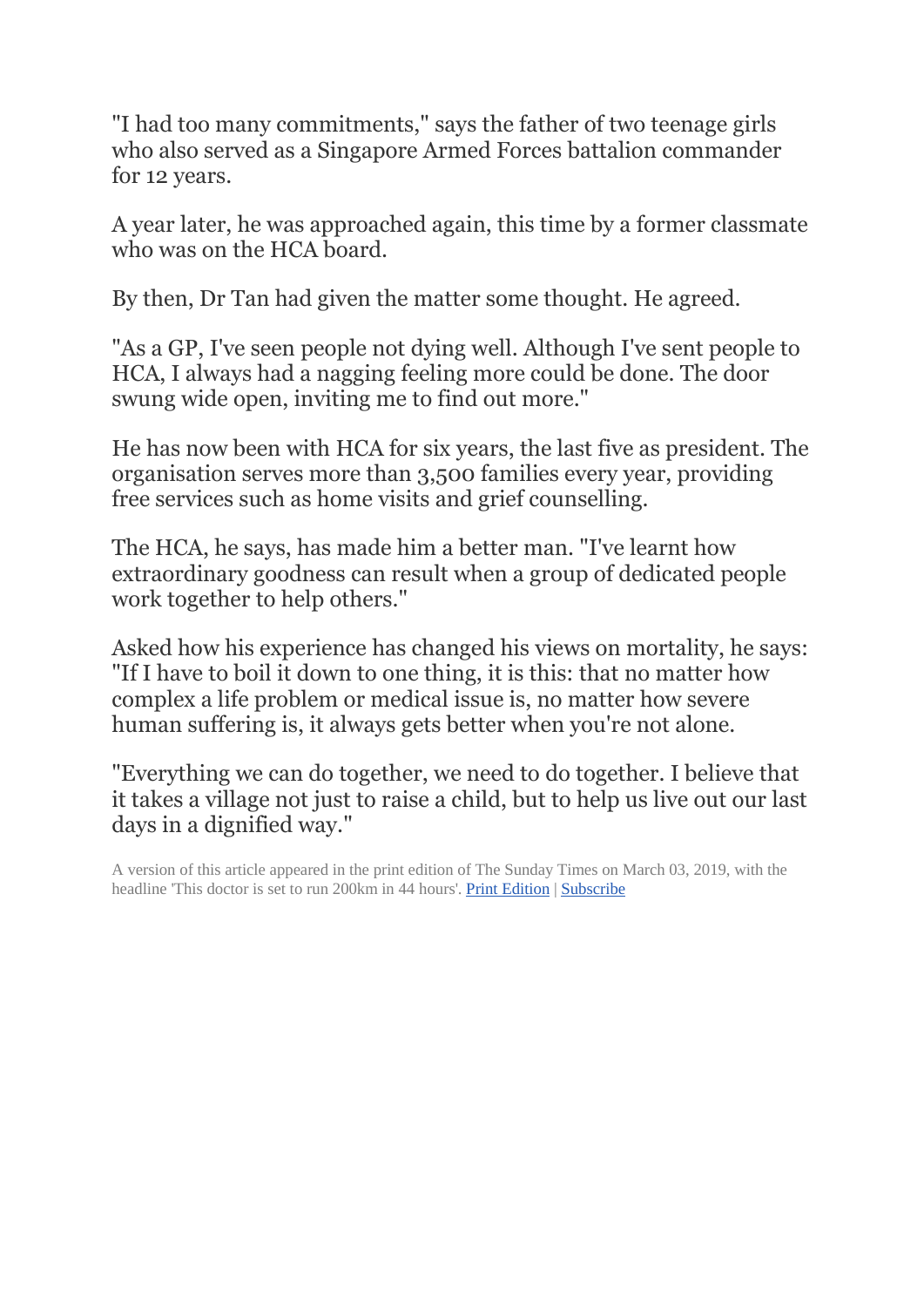"I had too many commitments," says the father of two teenage girls who also served as a Singapore Armed Forces battalion commander for 12 years.

A year later, he was approached again, this time by a former classmate who was on the HCA board.

By then, Dr Tan had given the matter some thought. He agreed.

"As a GP, I've seen people not dying well. Although I've sent people to HCA, I always had a nagging feeling more could be done. The door swung wide open, inviting me to find out more."

He has now been with HCA for six years, the last five as president. The organisation serves more than 3,500 families every year, providing free services such as home visits and grief counselling.

The HCA, he says, has made him a better man. "I've learnt how extraordinary goodness can result when a group of dedicated people work together to help others."

Asked how his experience has changed his views on mortality, he says: "If I have to boil it down to one thing, it is this: that no matter how complex a life problem or medical issue is, no matter how severe human suffering is, it always gets better when you're not alone.

"Everything we can do together, we need to do together. I believe that it takes a village not just to raise a child, but to help us live out our last days in a dignified way."

A version of this article appeared in the print edition of The Sunday Times on March 03, 2019, with the headline 'This doctor is set to run 200km in 44 hours'. Print Edition | Subscribe